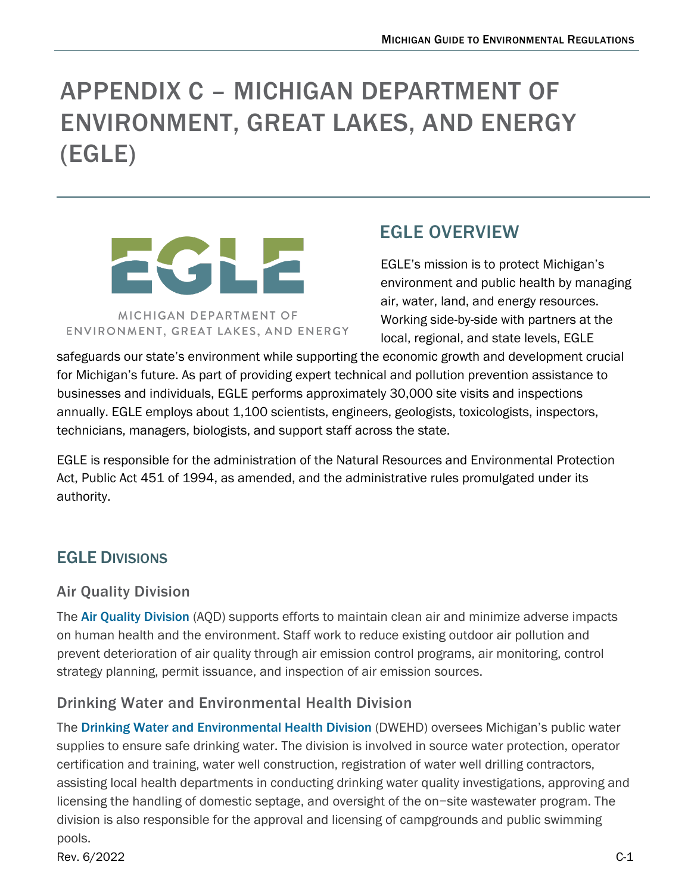# APPENDIX C – MICHIGAN DEPARTMENT OF ENVIRONMENT, GREAT LAKES, AND ENERGY (EGLE)

## EGLE OVERVIEW

EGLE's mission is to protect Michigan's environment and public health by managing air, water, land, and energy resources. Working side-by-side with partners at the local, regional, and state levels, EGLE safeguards our state's environment while supporting the economic growth and development crucial for Michigan's future. As part of providing expert technical and pollution prevention assistance to businesses and individuals, EGLE performs approximately 30,000 site visits and inspections annually. EGLE employs about 1,100 scientists, engineers, geologists, toxicologists, inspectors, technicians, managers, biologists, and support staff across the state.

EGLE is responsible for the administration of the Natural Resources and Environmental Protection Act, Public Act 451 of 1994, as amended, and the administrative rules promulgated under its authority.

## EGLE DIVISIONS

### Air Quality Division

The Air Quality Division (AQD) supports efforts to maintain clean air and minimize adverse impacts on human health and the environment. Staff work to reduce existing outdoor air pollution and prevent deterioration of air quality through air emission control programs, air monitoring, control strategy planning, permit issuance, and inspection of air emission sources.

### Drinking Water and Environmental Health Division

The Drinking Water and Environmental Health Division (DWEHD) oversees Michigan's public water supplies to ensure safe drinking water. The division is involved in source water protection, operator certification and training, water well construction, registration of water well drilling contractors, assisting local health departments in conducting drinking water quality investigations, approving and licensing the handling of domestic septage, and oversight of the on-site wastewater program. The division is also responsible for the approval and licensing of campgrounds and public swimming pools.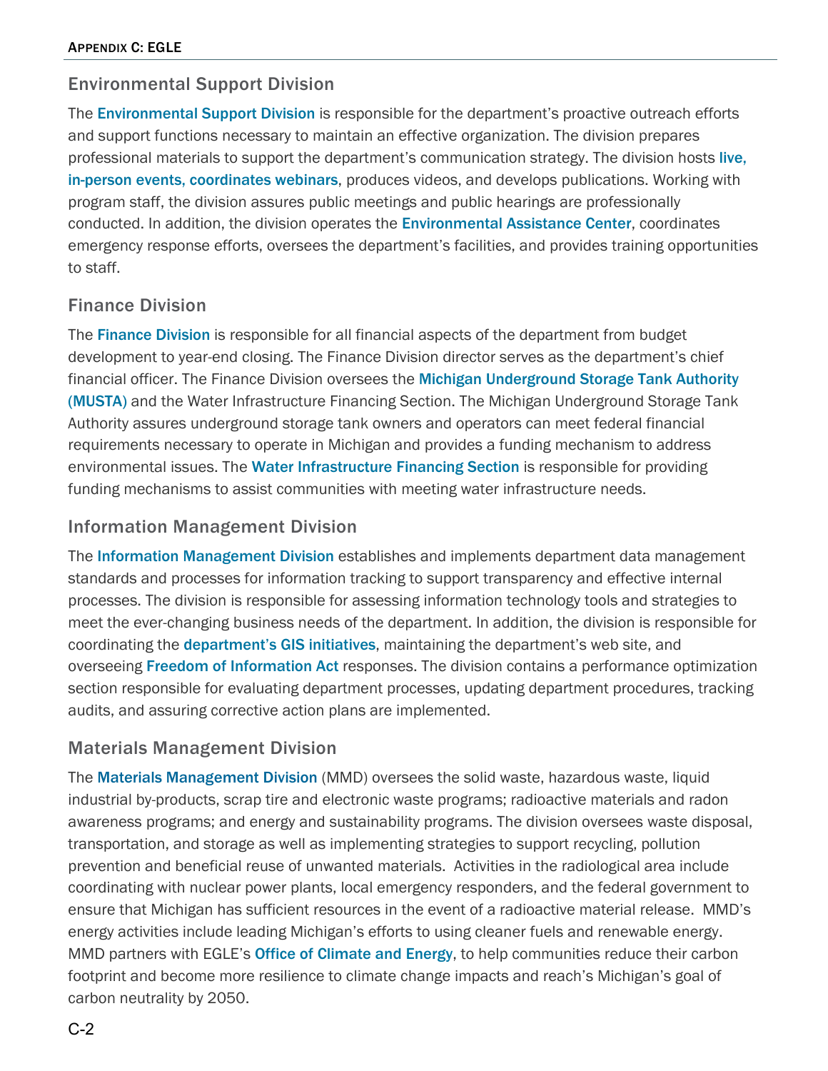## Environmental Support Division

The Environmental Support Division is responsible for the department's proactive outreach efforts and support functions necessary to maintain an effective organization. The division prepares professional materials to support the department's communication strategy. The division hosts live, in-person events, coordinates webinars, produces videos, and develops publications. Working with program staff, the division assures public meetings and public hearings are professionally conducted. In addition, the division operates the Environmental Assistance Center, coordinates emergency response efforts, oversees the department's facilities, and provides training opportunities to staff.

## Finance Division

The Finance Division is responsible for all financial aspects of the department from budget development to year-end closing. The Finance Division director serves as the department's chief financial officer. The Finance Division oversees the Michigan Underground Storage Tank Authority (MUSTA) and the Water Infrastructure Financing Section. The Michigan Underground Storage Tank Authority assures underground storage tank owners and operators can meet federal financial requirements necessary to operate in Michigan and provides a funding mechanism to address environmental issues. The Water Infrastructure Financing Section is responsible for providing funding mechanisms to assist communities with meeting water infrastructure needs.

## Information Management Division

The Information Management Division establishes and implements department data management standards and processes for information tracking to support transparency and effective internal processes. The division is responsible for assessing information technology tools and strategies to meet the ever-changing business needs of the department. In addition, the division is responsible for coordinating the department's GIS initiatives, maintaining the department's web site, and overseeing Freedom of Information Act responses. The division contains a performance optimization section responsible for evaluating department processes, updating department procedures, tracking audits, and assuring corrective action plans are implemented.

## Materials Management Division

The Materials Management Division (MMD) oversees the solid waste, hazardous waste, liquid industrial by-products, scrap tire and electronic waste programs; radioactive materials and radon awareness programs; and energy and sustainability programs. The division oversees waste disposal, transportation, and storage as well as implementing strategies to support recycling, pollution prevention and beneficial reuse of unwanted materials. Activities in the radiological area include coordinating with nuclear power plants, local emergency responders, and the federal government to ensure that Michigan has sufficient resources in the event of a radioactive material release. MMD's energy activities include leading Michigan's efforts to using cleaner fuels and renewable energy. MMD partners with EGLE's Office of Climate and Energy, to help communities reduce their carbon footprint and become more resilience to climate change impacts and reach's Michigan's goal of carbon neutrality by 2050.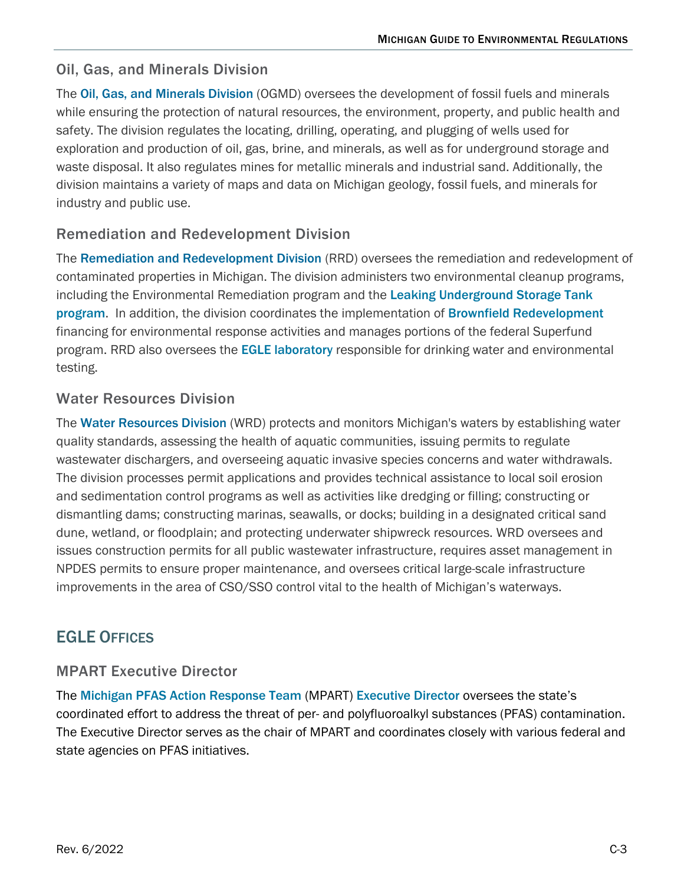### Oil, Gas, and Minerals Division

The Oil, Gas, and Minerals Division (OGMD) oversees the development of fossil fuels and minerals while ensuring the protection of natural resources, the environment, property, and public health and safety. The division regulates the locating, drilling, operating, and plugging of wells used for exploration and production of oil, gas, brine, and minerals, as well as for underground storage and waste disposal. It also regulates mines for metallic minerals and industrial sand. Additionally, the division maintains a variety of maps and data on Michigan geology, fossil fuels, and minerals for industry and public use.

### Remediation and Redevelopment Division

The Remediation and Redevelopment Division (RRD) oversees the remediation and redevelopment of contaminated properties in Michigan. The division administers two environmental cleanup programs, including the Environmental Remediation program and the Leaking Underground Storage Tank program. In addition, the division coordinates the implementation of Brownfield Redevelopment financing for environmental response activities and manages portions of the federal Superfund program. RRD also oversees the EGLE laboratory responsible for drinking water and environmental testing.

### Water Resources Division

The Water Resources Division (WRD) protects and monitors Michigan's waters by establishing water quality standards, assessing the health of aquatic communities, issuing permits to regulate wastewater dischargers, and overseeing aquatic invasive species concerns and water withdrawals. The division processes permit applications and provides technical assistance to local soil erosion and sedimentation control programs as well as activities like dredging or filling; constructing or dismantling dams; constructing marinas, seawalls, or docks; building in a designated critical sand dune, wetland, or floodplain; and protecting underwater shipwreck resources. WRD oversees and issues construction permits for all public wastewater infrastructure, requires asset management in NPDES permits to ensure proper maintenance, and oversees critical large-scale infrastructure improvements in the area of CSO/SSO control vital to the health of Michigan's waterways.

## EGLE Offices

### MPART Executive Director

The Michigan PFAS Action Response Team (MPART) Executive Director oversees the state's coordinated effort to address the threat of per- and polyfluoroalkyl substances (PFAS) contamination. The Executive Director serves as the chair of MPART and coordinates closely with various federal and state agencies on PFAS initiatives.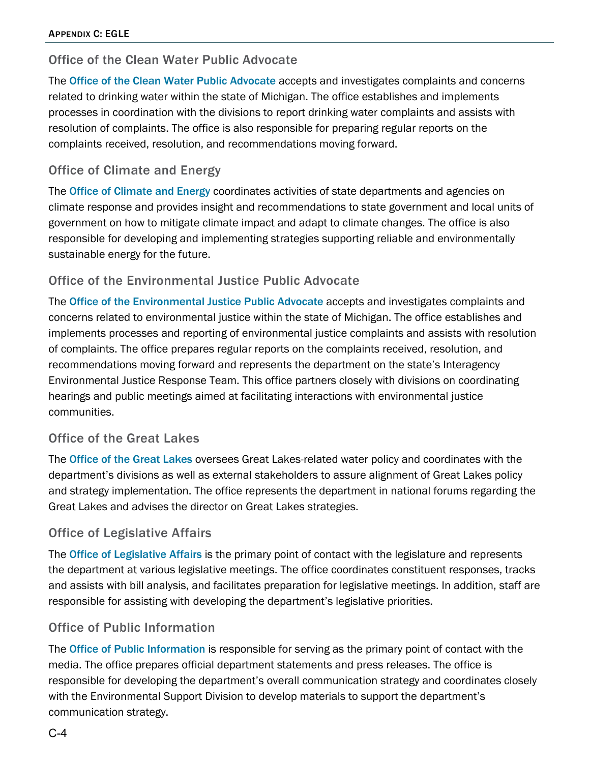## Office of the Clean Water Public Advocate

The **Office of the Clean Water Public Advocate** accepts and investigates complaints and concerns related to drinking water within the state of Michigan. The office establishes and implements processes in coordination with the divisions to report drinking water complaints and assists with resolution of complaints. The office is also responsible for preparing regular reports on the complaints received, resolution, and recommendations moving forward.

## Office of Climate and Energy

The **Office of Climate and Energy** coordinates activities of state departments and agencies on climate response and provides insight and recommendations to state government and local units of government on how to mitigate climate impact and adapt to climate changes. The office is also responsible for developing and implementing strategies supporting reliable and environmentally sustainable energy for the future.

## Office of the Environmental Justice Public Advocate

The **Office of the Environmental Justice Public Advocate** accepts and investigates complaints and concerns related to environmental justice within the state of Michigan. The office establishes and implements processes and reporting of environmental justice complaints and assists with resolution of complaints. The office prepares regular reports on the complaints received, resolution, and recommendations moving forward and represents the department on the state's Interagency Environmental Justice Response Team. This office partners closely with divisions on coordinating hearings and public meetings aimed at facilitating interactions with environmental justice communities.

## Office of the Great Lakes

The **Office of the Great Lakes** oversees Great Lakes-related water policy and coordinates with the department's divisions as well as external stakeholders to assure alignment of Great Lakes policy and strategy implementation. The office represents the department in national forums regarding the Great Lakes and advises the director on Great Lakes strategies.

## Office of Legislative Affairs

The **Office of Legislative Affairs** is the primary point of contact with the legislature and represents the department at various legislative meetings. The office coordinates constituent responses, tracks and assists with bill analysis, and facilitates preparation for legislative meetings. In addition, staff are responsible for assisting with developing the department's legislative priorities.

## Office of Public Information

The **Office of Public Information** is responsible for serving as the primary point of contact with the media. The office prepares official department statements and press releases. The office is responsible for developing the department's overall communication strategy and coordinates closely with the Environmental Support Division to develop materials to support the department's communication strategy.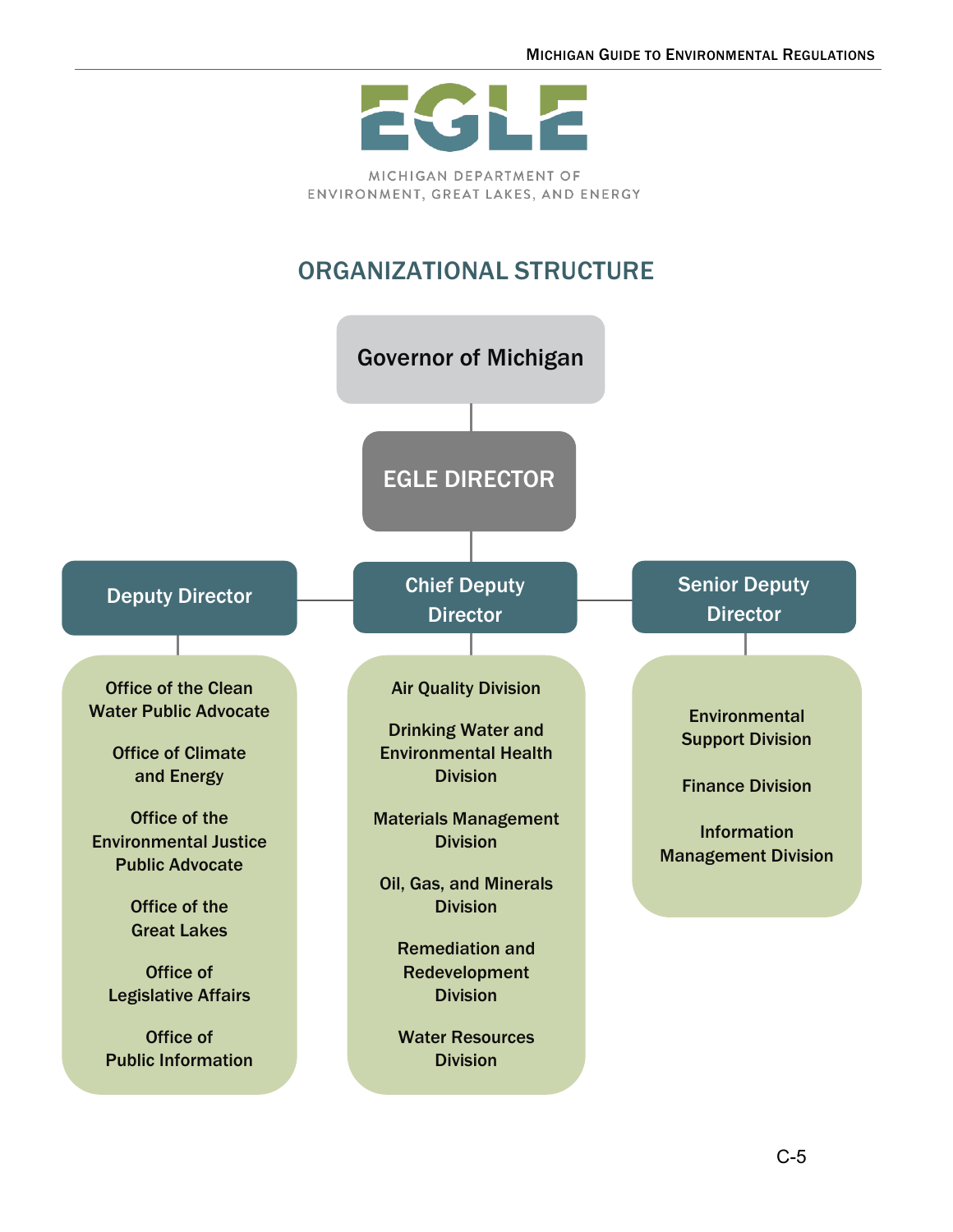EGLE

MICHIGAN DEPARTMENT OF ENVIRONMENT, GREAT LAKES, AND ENERGY

# ORGANIZATIONAL STRUCTURE

**Governor of Michigan**

**EGLE DIRECTOR**

**Deputy Director**

- Office of the Clean Water Public Advocate
- Office of Climate and Energy
- Office of the Environmental Justice Public Advocate
- Office of the Great Lakes
- Office of Legislative Affairs
- Office of Public Information

**Chief Deputy Director**

- Air Quality Division
- Drinking Water and Environmental Health Division
- Materials Management Division
- Oil, Gas, and Minerals Division
- Remediation and Redevelopment Division
- Water Resources Division

**Senior Deputy Director**

- Environmental Support Division
- Finance Division
- Information Management Division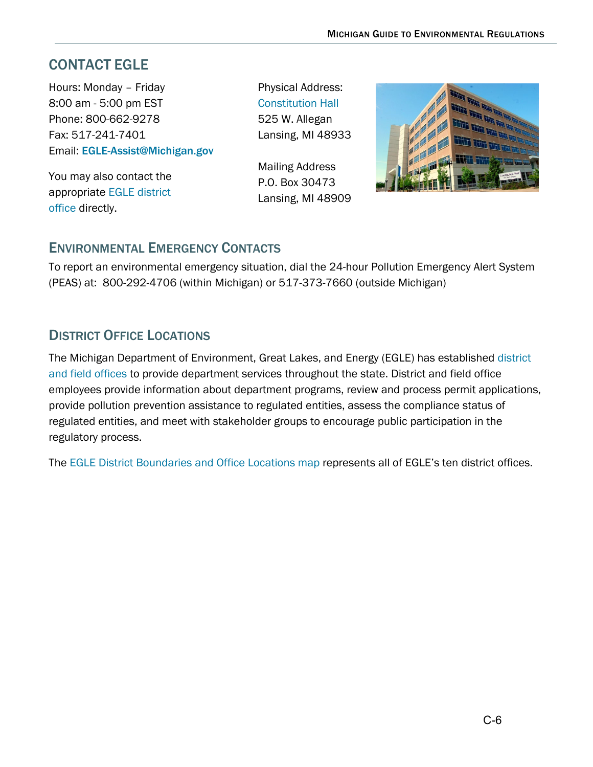## CONTACT EGLE

Hours: Monday – Friday
8:00 am - 5:00 pm EST
Phone: 800-662-9278
Fax: 517-241-7401
Email: **EGLE-Assist@Michigan.gov**

You may also contact the appropriate EGLE district office directly.

Physical Address:
Constitution Hall
525 W. Allegan
Lansing, MI 48933

Mailing Address
P.O. Box 30473
Lansing, MI 48909

### ENVIRONMENTAL EMERGENCY CONTACTS

To report an environmental emergency situation, dial the 24-hour Pollution Emergency Alert System (PEAS) at: 800-292-4706 (within Michigan) or 517-373-7660 (outside Michigan)

### DISTRICT OFFICE LOCATIONS

The Michigan Department of Environment, Great Lakes, and Energy (EGLE) has established district and field offices to provide department services throughout the state. District and field office employees provide information about department programs, review and process permit applications, provide pollution prevention assistance to regulated entities, assess the compliance status of regulated entities, and meet with stakeholder groups to encourage public participation in the regulatory process.

The EGLE District Boundaries and Office Locations map represents all of EGLE's ten district offices.